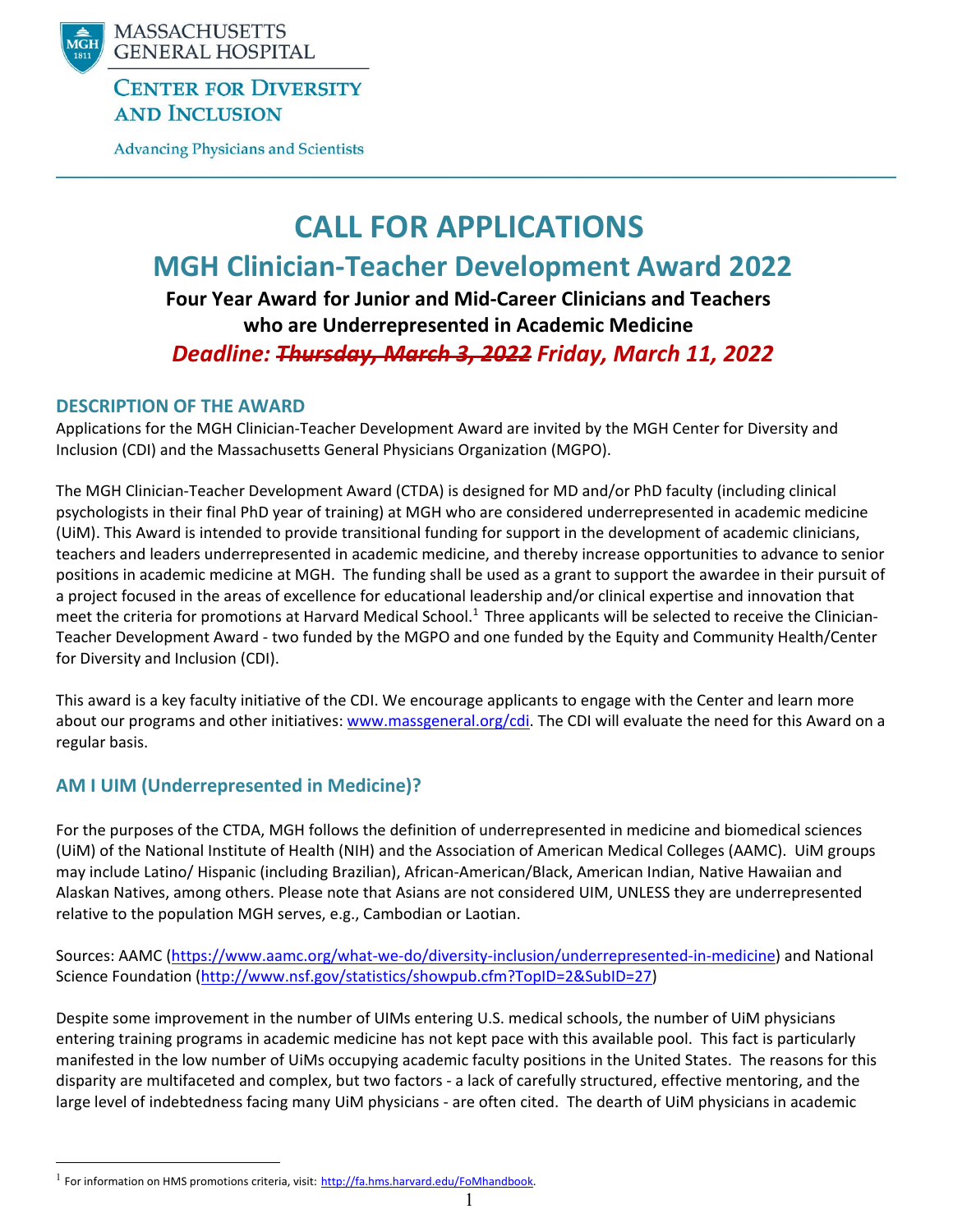MASSACHUSETTS GENERAL HOSPITAL

CENTER FOR DIVERSITY AND INCLUSION

Advancing Physicians and Scientists

# CALL FOR APPLICATIONS

## MGH Clinician-Teacher Development Award 2022

**Four Year Award for Junior and Mid-Career Clinicians and Teachers who are Underrepresented in Academic Medicine**

***Deadline: ~~Thursday, March 3, 2022~~ Friday, March 11, 2022***

### DESCRIPTION OF THE AWARD

Applications for the MGH Clinician-Teacher Development Award are invited by the MGH Center for Diversity and Inclusion (CDI) and the Massachusetts General Physicians Organization (MGPO).

The MGH Clinician-Teacher Development Award (CTDA) is designed for MD and/or PhD faculty (including clinical psychologists in their final PhD year of training) at MGH who are considered underrepresented in academic medicine (UiM). This Award is intended to provide transitional funding for support in the development of academic clinicians, teachers and leaders underrepresented in academic medicine, and thereby increase opportunities to advance to senior positions in academic medicine at MGH. The funding shall be used as a grant to support the awardee in their pursuit of a project focused in the areas of excellence for educational leadership and/or clinical expertise and innovation that meet the criteria for promotions at Harvard Medical School.[1] Three applicants will be selected to receive the Clinician-Teacher Development Award - two funded by the MGPO and one funded by the Equity and Community Health/Center for Diversity and Inclusion (CDI).

This award is a key faculty initiative of the CDI. We encourage applicants to engage with the Center and learn more about our programs and other initiatives: www.massgeneral.org/cdi. The CDI will evaluate the need for this Award on a regular basis.

### AM I UIM (Underrepresented in Medicine)?

For the purposes of the CTDA, MGH follows the definition of underrepresented in medicine and biomedical sciences (UiM) of the National Institute of Health (NIH) and the Association of American Medical Colleges (AAMC). UiM groups may include Latino/ Hispanic (including Brazilian), African-American/Black, American Indian, Native Hawaiian and Alaskan Natives, among others. Please note that Asians are not considered UIM, UNLESS they are underrepresented relative to the population MGH serves, e.g., Cambodian or Laotian.

Sources: AAMC (https://www.aamc.org/what-we-do/diversity-inclusion/underrepresented-in-medicine) and National Science Foundation (http://www.nsf.gov/statistics/showpub.cfm?TopID=2&SubID=27)

Despite some improvement in the number of UIMs entering U.S. medical schools, the number of UiM physicians entering training programs in academic medicine has not kept pace with this available pool. This fact is particularly manifested in the low number of UiMs occupying academic faculty positions in the United States. The reasons for this disparity are multifaceted and complex, but two factors - a lack of carefully structured, effective mentoring, and the large level of indebtedness facing many UiM physicians - are often cited. The dearth of UiM physicians in academic

---

[1] For information on HMS promotions criteria, visit: http://fa.hms.harvard.edu/FoMhandbook.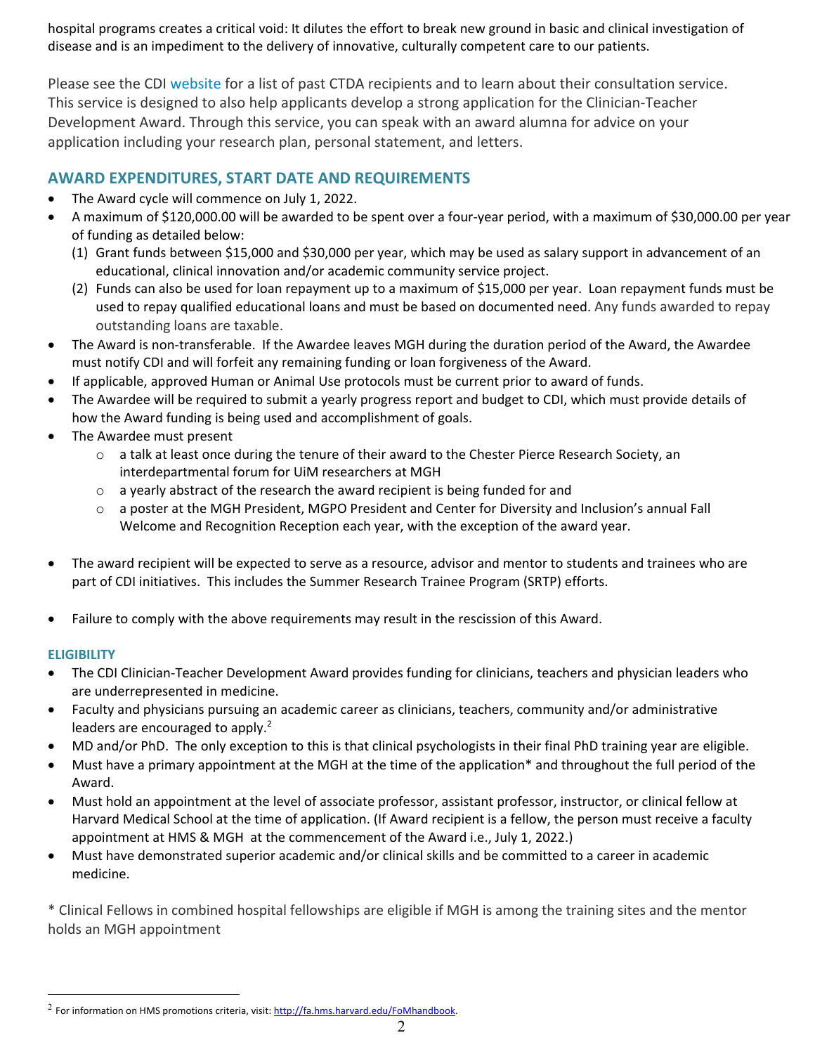hospital programs creates a critical void: It dilutes the effort to break new ground in basic and clinical investigation of disease and is an impediment to the delivery of innovative, culturally competent care to our patients.

Please see the CDI website for a list of past CTDA recipients and to learn about their consultation service. This service is designed to also help applicants develop a strong application for the Clinician-Teacher Development Award. Through this service, you can speak with an award alumna for advice on your application including your research plan, personal statement, and letters.

## AWARD EXPENDITURES, START DATE AND REQUIREMENTS

- The Award cycle will commence on July 1, 2022.
- A maximum of $120,000.00 will be awarded to be spent over a four-year period, with a maximum of $30,000.00 per year of funding as detailed below:
  (1) Grant funds between $15,000 and $30,000 per year, which may be used as salary support in advancement of an educational, clinical innovation and/or academic community service project.
  (2) Funds can also be used for loan repayment up to a maximum of $15,000 per year. Loan repayment funds must be used to repay qualified educational loans and must be based on documented need. Any funds awarded to repay outstanding loans are taxable.
- The Award is non-transferable. If the Awardee leaves MGH during the duration period of the Award, the Awardee must notify CDI and will forfeit any remaining funding or loan forgiveness of the Award.
- If applicable, approved Human or Animal Use protocols must be current prior to award of funds.
- The Awardee will be required to submit a yearly progress report and budget to CDI, which must provide details of how the Award funding is being used and accomplishment of goals.
- The Awardee must present
  - a talk at least once during the tenure of their award to the Chester Pierce Research Society, an interdepartmental forum for UiM researchers at MGH
  - a yearly abstract of the research the award recipient is being funded for and
  - a poster at the MGH President, MGPO President and Center for Diversity and Inclusion's annual Fall Welcome and Recognition Reception each year, with the exception of the award year.

- The award recipient will be expected to serve as a resource, advisor and mentor to students and trainees who are part of CDI initiatives. This includes the Summer Research Trainee Program (SRTP) efforts.

- Failure to comply with the above requirements may result in the rescission of this Award.

### ELIGIBILITY

- The CDI Clinician-Teacher Development Award provides funding for clinicians, teachers and physician leaders who are underrepresented in medicine.
- Faculty and physicians pursuing an academic career as clinicians, teachers, community and/or administrative leaders are encouraged to apply.[2]
- MD and/or PhD. The only exception to this is that clinical psychologists in their final PhD training year are eligible.
- Must have a primary appointment at the MGH at the time of the application* and throughout the full period of the Award.
- Must hold an appointment at the level of associate professor, assistant professor, instructor, or clinical fellow at Harvard Medical School at the time of application. (If Award recipient is a fellow, the person must receive a faculty appointment at HMS & MGH at the commencement of the Award i.e., July 1, 2022.)
- Must have demonstrated superior academic and/or clinical skills and be committed to a career in academic medicine.

* Clinical Fellows in combined hospital fellowships are eligible if MGH is among the training sites and the mentor holds an MGH appointment

[2] For information on HMS promotions criteria, visit: http://fa.hms.harvard.edu/FoMhandbook.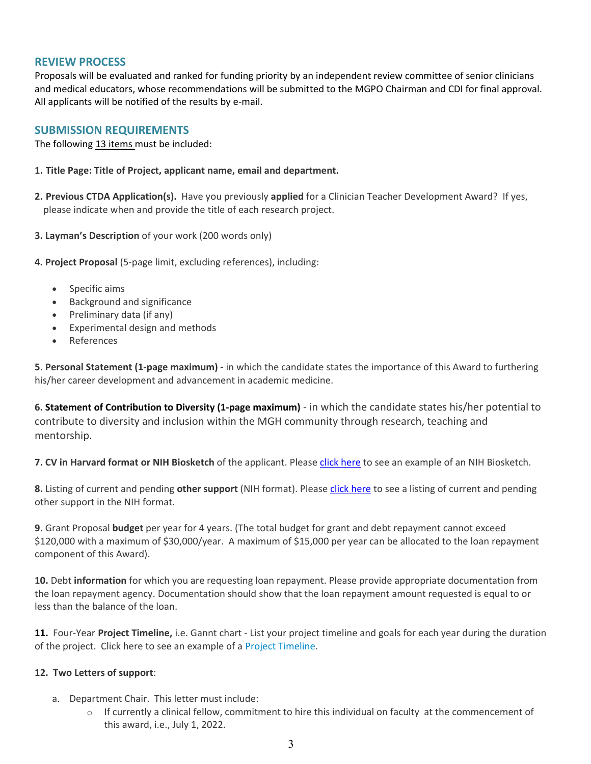## REVIEW PROCESS

Proposals will be evaluated and ranked for funding priority by an independent review committee of senior clinicians and medical educators, whose recommendations will be submitted to the MGPO Chairman and CDI for final approval. All applicants will be notified of the results by e-mail.

## SUBMISSION REQUIREMENTS

The following 13 items must be included:

**1. Title Page: Title of Project, applicant name, email and department.**

**2. Previous CTDA Application(s).** Have you previously **applied** for a Clinician Teacher Development Award? If yes, please indicate when and provide the title of each research project.

**3. Layman's Description** of your work (200 words only)

**4. Project Proposal** (5-page limit, excluding references), including:

- Specific aims
- Background and significance
- Preliminary data (if any)
- Experimental design and methods
- References

**5. Personal Statement (1-page maximum) -** in which the candidate states the importance of this Award to furthering his/her career development and advancement in academic medicine.

**6. Statement of Contribution to Diversity (1-page maximum)** - in which the candidate states his/her potential to contribute to diversity and inclusion within the MGH community through research, teaching and mentorship.

**7. CV in Harvard format or NIH Biosketch** of the applicant. Please click here to see an example of an NIH Biosketch.

**8.** Listing of current and pending **other support** (NIH format). Please click here to see a listing of current and pending other support in the NIH format.

**9.** Grant Proposal **budget** per year for 4 years. (The total budget for grant and debt repayment cannot exceed $120,000 with a maximum of $30,000/year. A maximum of $15,000 per year can be allocated to the loan repayment component of this Award).

**10.** Debt **information** for which you are requesting loan repayment. Please provide appropriate documentation from the loan repayment agency. Documentation should show that the loan repayment amount requested is equal to or less than the balance of the loan.

**11.** Four-Year **Project Timeline,** i.e. Gannt chart - List your project timeline and goals for each year during the duration of the project. Click here to see an example of a Project Timeline.

**12. Two Letters of support**:

a. Department Chair. This letter must include:
   - If currently a clinical fellow, commitment to hire this individual on faculty at the commencement of this award, i.e., July 1, 2022.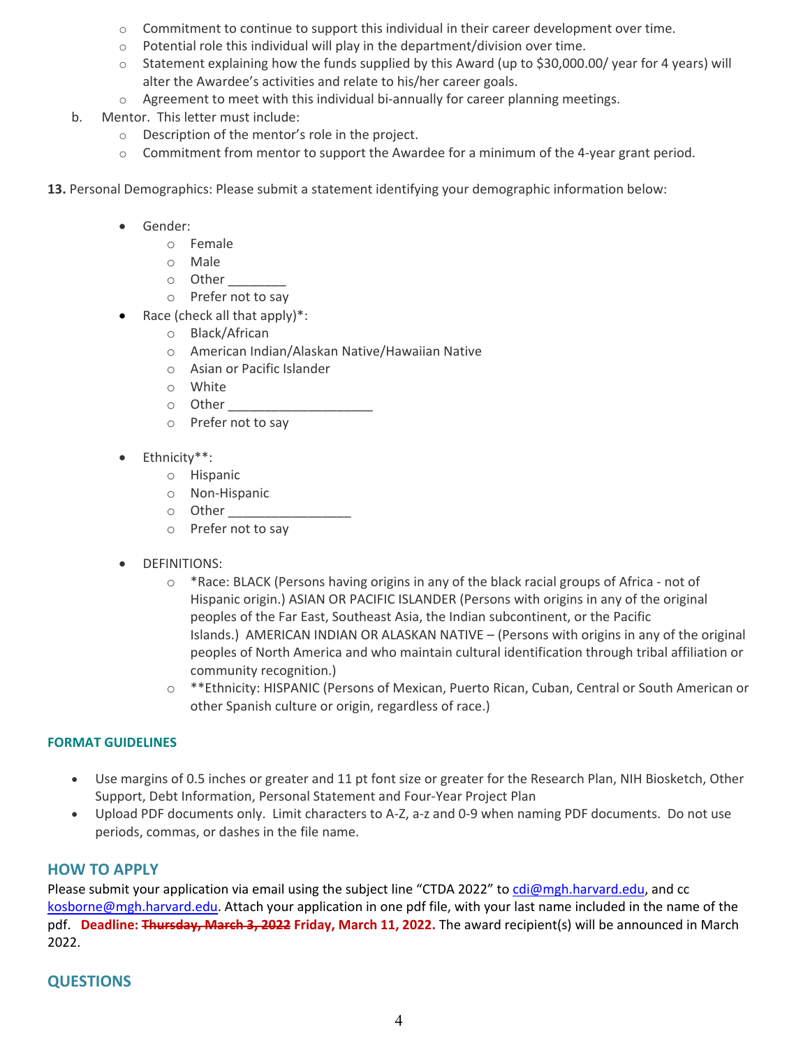- Commitment to continue to support this individual in their career development over time.
  - Potential role this individual will play in the department/division over time.
  - Statement explaining how the funds supplied by this Award (up to $30,000.00/ year for 4 years) will alter the Awardee's activities and relate to his/her career goals.
  - Agreement to meet with this individual bi-annually for career planning meetings.

b. Mentor. This letter must include:
  - Description of the mentor's role in the project.
  - Commitment from mentor to support the Awardee for a minimum of the 4-year grant period.

**13.** Personal Demographics: Please submit a statement identifying your demographic information below:

- Gender:
  - Female
  - Male
  - Other ________
  - Prefer not to say
- Race (check all that apply)*:
  - Black/African
  - American Indian/Alaskan Native/Hawaiian Native
  - Asian or Pacific Islander
  - White
  - Other ____________________
  - Prefer not to say

- Ethnicity**:
  - Hispanic
  - Non-Hispanic
  - Other _________________
  - Prefer not to say

- DEFINITIONS:
  - *Race: BLACK (Persons having origins in any of the black racial groups of Africa - not of Hispanic origin.) ASIAN OR PACIFIC ISLANDER (Persons with origins in any of the original peoples of the Far East, Southeast Asia, the Indian subcontinent, or the Pacific Islands.) AMERICAN INDIAN OR ALASKAN NATIVE – (Persons with origins in any of the original peoples of North America and who maintain cultural identification through tribal affiliation or community recognition.)
  - **Ethnicity: HISPANIC (Persons of Mexican, Puerto Rican, Cuban, Central or South American or other Spanish culture or origin, regardless of race.)

#### FORMAT GUIDELINES

- Use margins of 0.5 inches or greater and 11 pt font size or greater for the Research Plan, NIH Biosketch, Other Support, Debt Information, Personal Statement and Four-Year Project Plan
- Upload PDF documents only. Limit characters to A-Z, a-z and 0-9 when naming PDF documents. Do not use periods, commas, or dashes in the file name.

## HOW TO APPLY

Please submit your application via email using the subject line "CTDA 2022" to cdi@mgh.harvard.edu, and cc kosborne@mgh.harvard.edu. Attach your application in one pdf file, with your last name included in the name of the pdf. **Deadline: ~~Thursday, March 3, 2022~~ Friday, March 11, 2022.** The award recipient(s) will be announced in March 2022.

## QUESTIONS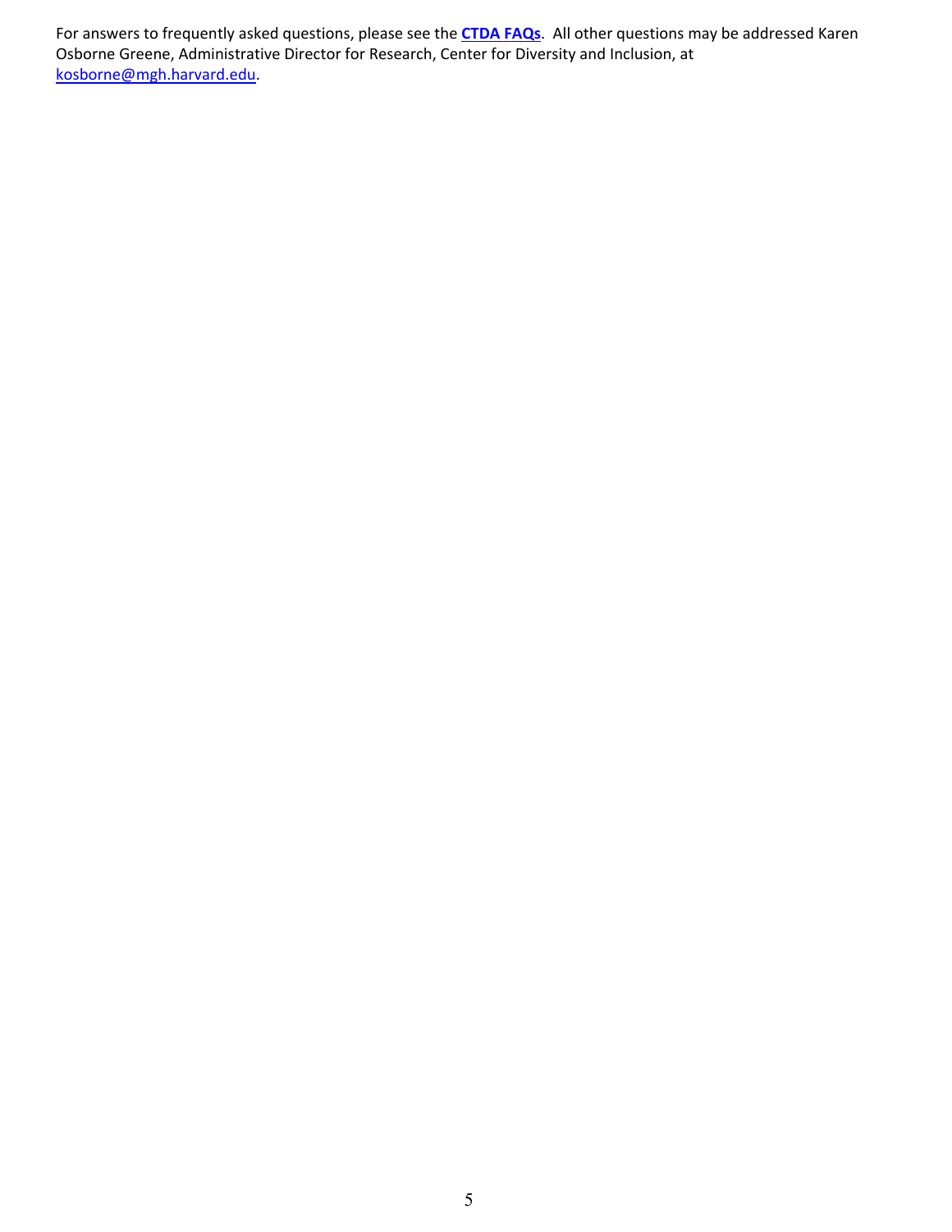For answers to frequently asked questions, please see the **CTDA FAQs**. All other questions may be addressed Karen Osborne Greene, Administrative Director for Research, Center for Diversity and Inclusion, at kosborne@mgh.harvard.edu.